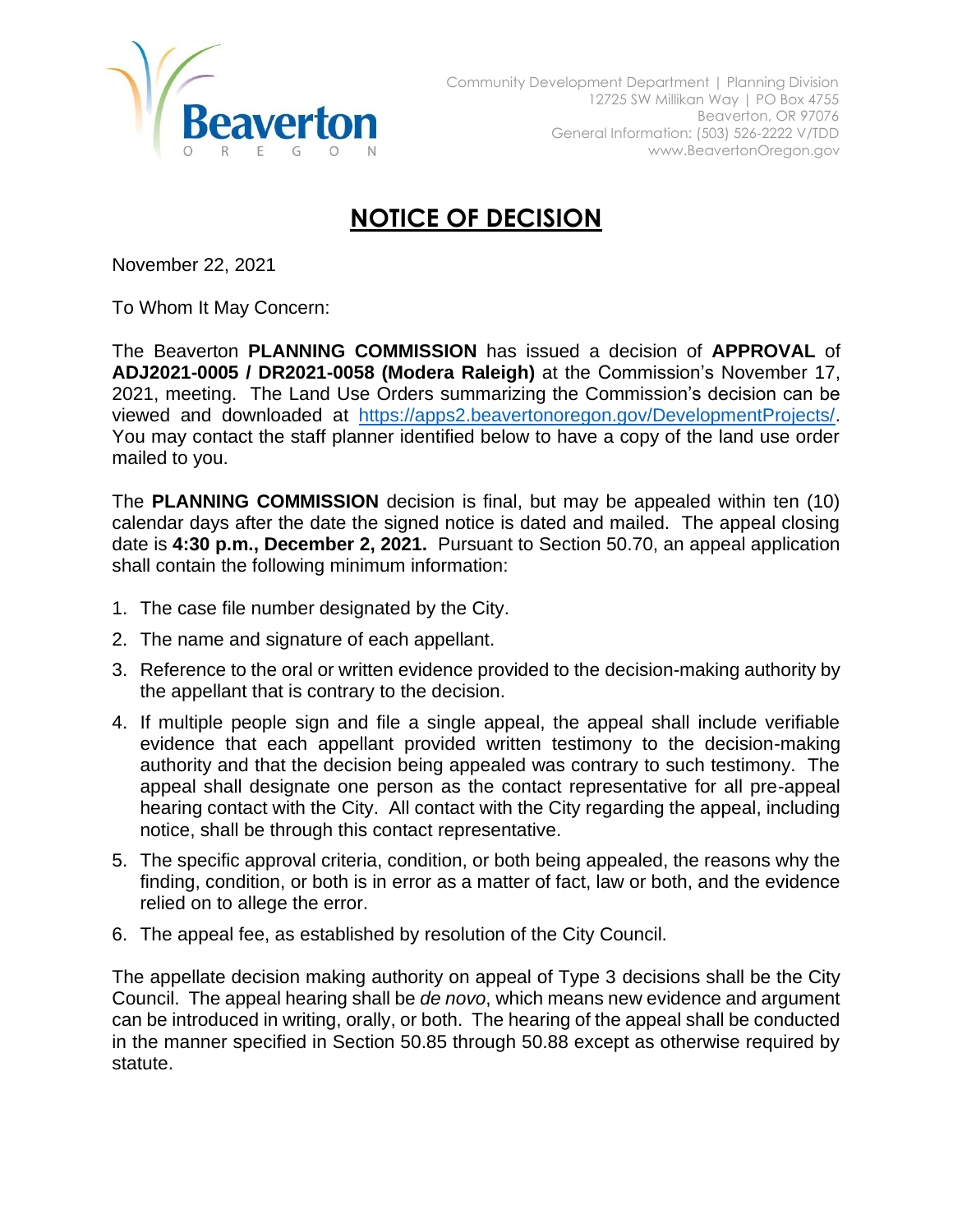Beaverton
OREGON

Community Development Department | Planning Division
12725 SW Millikan Way | PO Box 4755
Beaverton, OR 97076
General Information: (503) 526-2222 V/TDD
www.BeavertonOregon.gov

# NOTICE OF DECISION

November 22, 2021

To Whom It May Concern:

The Beaverton **PLANNING COMMISSION** has issued a decision of **APPROVAL** of **ADJ2021-0005 / DR2021-0058 (Modera Raleigh)** at the Commission's November 17, 2021, meeting. The Land Use Orders summarizing the Commission's decision can be viewed and downloaded at https://apps2.beavertonoregon.gov/DevelopmentProjects/. You may contact the staff planner identified below to have a copy of the land use order mailed to you.

The **PLANNING COMMISSION** decision is final, but may be appealed within ten (10) calendar days after the date the signed notice is dated and mailed. The appeal closing date is **4:30 p.m., December 2, 2021.** Pursuant to Section 50.70, an appeal application shall contain the following minimum information:

1. The case file number designated by the City.
2. The name and signature of each appellant.
3. Reference to the oral or written evidence provided to the decision-making authority by the appellant that is contrary to the decision.
4. If multiple people sign and file a single appeal, the appeal shall include verifiable evidence that each appellant provided written testimony to the decision-making authority and that the decision being appealed was contrary to such testimony. The appeal shall designate one person as the contact representative for all pre-appeal hearing contact with the City. All contact with the City regarding the appeal, including notice, shall be through this contact representative.
5. The specific approval criteria, condition, or both being appealed, the reasons why the finding, condition, or both is in error as a matter of fact, law or both, and the evidence relied on to allege the error.
6. The appeal fee, as established by resolution of the City Council.

The appellate decision making authority on appeal of Type 3 decisions shall be the City Council. The appeal hearing shall be *de novo*, which means new evidence and argument can be introduced in writing, orally, or both. The hearing of the appeal shall be conducted in the manner specified in Section 50.85 through 50.88 except as otherwise required by statute.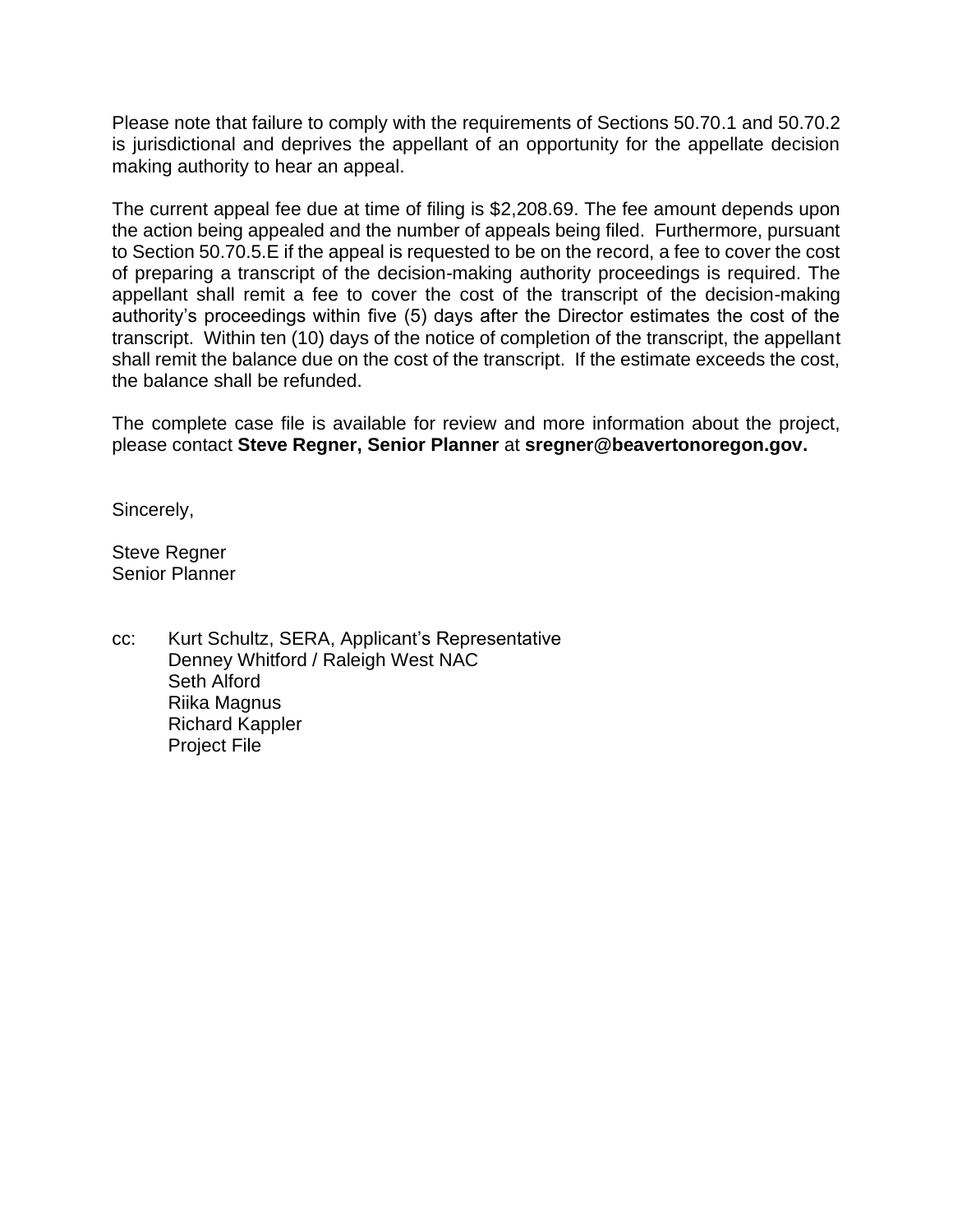Please note that failure to comply with the requirements of Sections 50.70.1 and 50.70.2 is jurisdictional and deprives the appellant of an opportunity for the appellate decision making authority to hear an appeal.

The current appeal fee due at time of filing is $2,208.69. The fee amount depends upon the action being appealed and the number of appeals being filed. Furthermore, pursuant to Section 50.70.5.E if the appeal is requested to be on the record, a fee to cover the cost of preparing a transcript of the decision-making authority proceedings is required. The appellant shall remit a fee to cover the cost of the transcript of the decision-making authority's proceedings within five (5) days after the Director estimates the cost of the transcript. Within ten (10) days of the notice of completion of the transcript, the appellant shall remit the balance due on the cost of the transcript. If the estimate exceeds the cost, the balance shall be refunded.

The complete case file is available for review and more information about the project, please contact **Steve Regner, Senior Planner** at **sregner@beavertonoregon.gov.**

Sincerely,

Steve Regner
Senior Planner

cc: Kurt Schultz, SERA, Applicant's Representative
Denney Whitford / Raleigh West NAC
Seth Alford
Riika Magnus
Richard Kappler
Project File